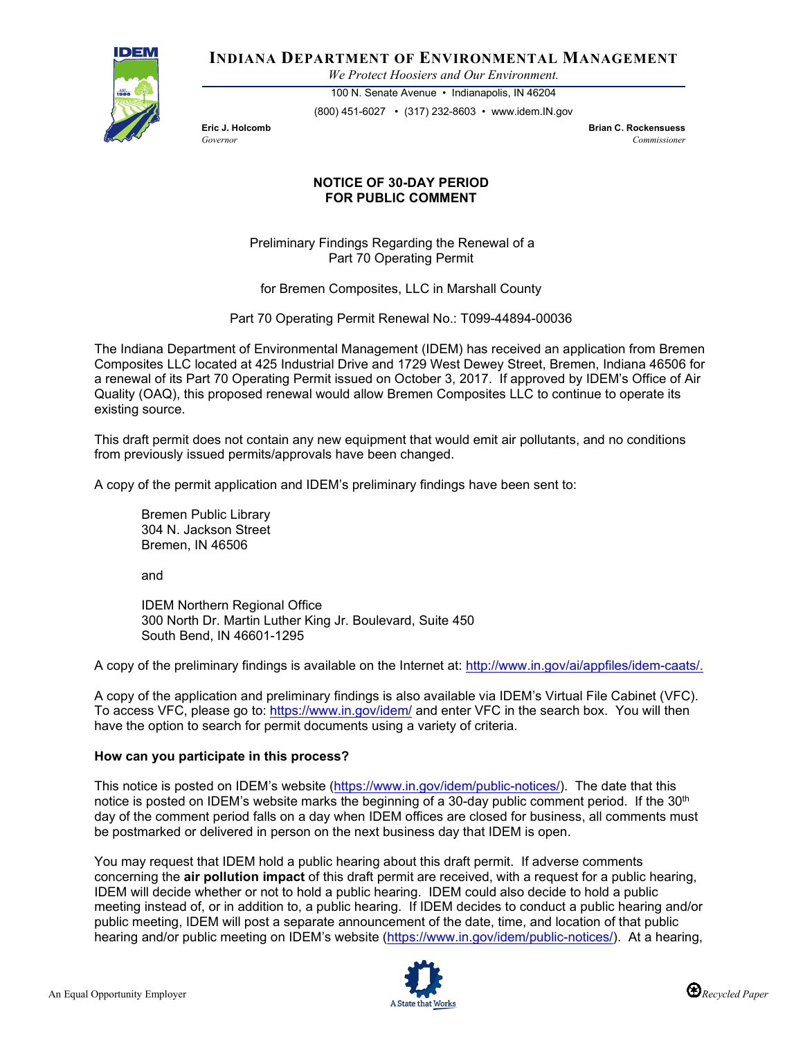# INDIANA DEPARTMENT OF ENVIRONMENTAL MANAGEMENT

*We Protect Hoosiers and Our Environment.*

100 N. Senate Avenue • Indianapolis, IN 46204

(800) 451-6027 • (317) 232-8603 • www.idem.IN.gov

**Eric J. Holcomb**
*Governor*

**Brian C. Rockensuess**
*Commissioner*

## NOTICE OF 30-DAY PERIOD FOR PUBLIC COMMENT

Preliminary Findings Regarding the Renewal of a Part 70 Operating Permit

for Bremen Composites, LLC in Marshall County

Part 70 Operating Permit Renewal No.: T099-44894-00036

The Indiana Department of Environmental Management (IDEM) has received an application from Bremen Composites LLC located at 425 Industrial Drive and 1729 West Dewey Street, Bremen, Indiana 46506 for a renewal of its Part 70 Operating Permit issued on October 3, 2017. If approved by IDEM's Office of Air Quality (OAQ), this proposed renewal would allow Bremen Composites LLC to continue to operate its existing source.

This draft permit does not contain any new equipment that would emit air pollutants, and no conditions from previously issued permits/approvals have been changed.

A copy of the permit application and IDEM's preliminary findings have been sent to:

Bremen Public Library
304 N. Jackson Street
Bremen, IN 46506

and

IDEM Northern Regional Office
300 North Dr. Martin Luther King Jr. Boulevard, Suite 450
South Bend, IN 46601-1295

A copy of the preliminary findings is available on the Internet at: http://www.in.gov/ai/appfiles/idem-caats/.

A copy of the application and preliminary findings is also available via IDEM's Virtual File Cabinet (VFC). To access VFC, please go to: https://www.in.gov/idem/ and enter VFC in the search box. You will then have the option to search for permit documents using a variety of criteria.

### How can you participate in this process?

This notice is posted on IDEM's website (https://www.in.gov/idem/public-notices/). The date that this notice is posted on IDEM's website marks the beginning of a 30-day public comment period. If the 30th day of the comment period falls on a day when IDEM offices are closed for business, all comments must be postmarked or delivered in person on the next business day that IDEM is open.

You may request that IDEM hold a public hearing about this draft permit. If adverse comments concerning the **air pollution impact** of this draft permit are received, with a request for a public hearing, IDEM will decide whether or not to hold a public hearing. IDEM could also decide to hold a public meeting instead of, or in addition to, a public hearing. If IDEM decides to conduct a public hearing and/or public meeting, IDEM will post a separate announcement of the date, time, and location of that public hearing and/or public meeting on IDEM's website (https://www.in.gov/idem/public-notices/). At a hearing,

An Equal Opportunity Employer

A State that Works

Recycled Paper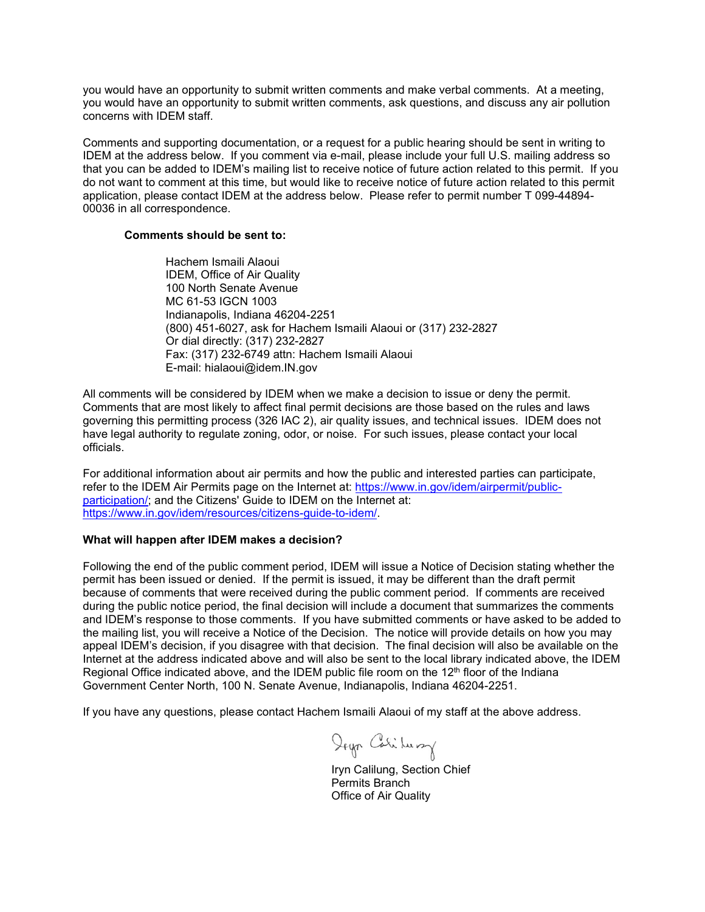you would have an opportunity to submit written comments and make verbal comments. At a meeting, you would have an opportunity to submit written comments, ask questions, and discuss any air pollution concerns with IDEM staff.

Comments and supporting documentation, or a request for a public hearing should be sent in writing to IDEM at the address below. If you comment via e-mail, please include your full U.S. mailing address so that you can be added to IDEM's mailing list to receive notice of future action related to this permit. If you do not want to comment at this time, but would like to receive notice of future action related to this permit application, please contact IDEM at the address below. Please refer to permit number T 099-44894-00036 in all correspondence.

**Comments should be sent to:**

Hachem Ismaili Alaoui
IDEM, Office of Air Quality
100 North Senate Avenue
MC 61-53 IGCN 1003
Indianapolis, Indiana 46204-2251
(800) 451-6027, ask for Hachem Ismaili Alaoui or (317) 232-2827
Or dial directly: (317) 232-2827
Fax: (317) 232-6749 attn: Hachem Ismaili Alaoui
E-mail: hialaoui@idem.IN.gov

All comments will be considered by IDEM when we make a decision to issue or deny the permit. Comments that are most likely to affect final permit decisions are those based on the rules and laws governing this permitting process (326 IAC 2), air quality issues, and technical issues. IDEM does not have legal authority to regulate zoning, odor, or noise. For such issues, please contact your local officials.

For additional information about air permits and how the public and interested parties can participate, refer to the IDEM Air Permits page on the Internet at: https://www.in.gov/idem/airpermit/public-participation/; and the Citizens' Guide to IDEM on the Internet at: https://www.in.gov/idem/resources/citizens-guide-to-idem/.

**What will happen after IDEM makes a decision?**

Following the end of the public comment period, IDEM will issue a Notice of Decision stating whether the permit has been issued or denied. If the permit is issued, it may be different than the draft permit because of comments that were received during the public comment period. If comments are received during the public notice period, the final decision will include a document that summarizes the comments and IDEM's response to those comments. If you have submitted comments or have asked to be added to the mailing list, you will receive a Notice of the Decision. The notice will provide details on how you may appeal IDEM's decision, if you disagree with that decision. The final decision will also be available on the Internet at the address indicated above and will also be sent to the local library indicated above, the IDEM Regional Office indicated above, and the IDEM public file room on the 12th floor of the Indiana Government Center North, 100 N. Senate Avenue, Indianapolis, Indiana 46204-2251.

If you have any questions, please contact Hachem Ismaili Alaoui of my staff at the above address.

Iryn Calilung, Section Chief
Permits Branch
Office of Air Quality